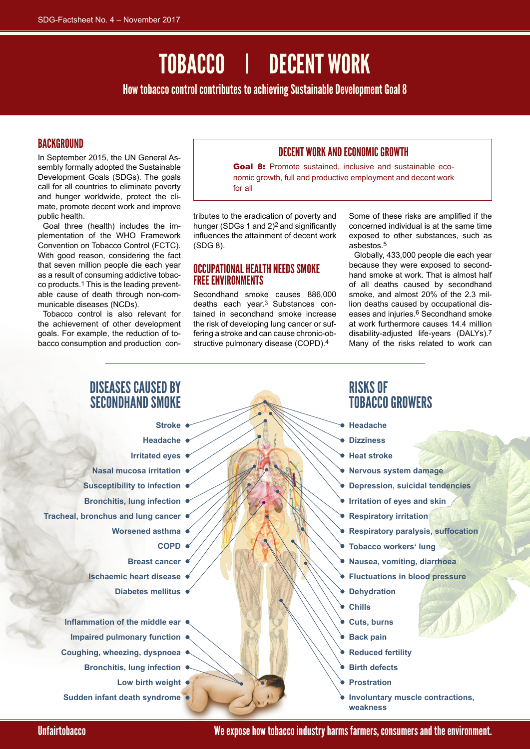# TOBACCO | DECENT WORK

**How tobacco control contributes to achieving Sustainable Development Goal 8**

## BACKGROUND

In September 2015, the UN General Assembly formally adopted the Sustainable Development Goals (SDGs). The goals call for all countries to eliminate poverty and hunger worldwide, protect the climate, promote decent work and improve public health.

Goal three (health) includes the implementation of the WHO Framework Convention on Tobacco Control (FCTC). With good reason, considering the fact that seven million people die each year as a result of consuming addictive tobacco products.[1] This is the leading preventable cause of death through non-communicable diseases (NCDs).

Tobacco control is also relevant for the achievement of other development goals. For example, the reduction of tobacco consumption and production contributes to the eradication of poverty and hunger (SDGs 1 and 2)[2] and significantly influences the attainment of decent work (SDG 8).

### DECENT WORK AND ECONOMIC GROWTH

**Goal 8:** Promote sustained, inclusive and sustainable economic growth, full and productive employment and decent work for all

## OCCUPATIONAL HEALTH NEEDS SMOKE FREE ENVIRONMENTS

Secondhand smoke causes 886,000 deaths each year.[3] Substances contained in secondhand smoke increase the risk of developing lung cancer or suffering a stroke and can cause chronic-obstructive pulmonary disease (COPD).[4] Some of these risks are amplified if the concerned individual is at the same time exposed to other substances, such as asbestos.[5]

Globally, 433,000 people die each year because they were exposed to secondhand smoke at work. That is almost half of all deaths caused by secondhand smoke, and almost 20% of the 2.3 million deaths caused by occupational diseases and injuries.[6] Secondhand smoke at work furthermore causes 14.4 million disability-adjusted life-years (DALYs).[7] Many of the risks related to work can

## DISEASES CAUSED BY SECONDHAND SMOKE

- Stroke
- Headache
- Irritated eyes
- Nasal mucosa irritation
- Susceptibility to infection
- Bronchitis, lung infection
- Tracheal, bronchus and lung cancer
- Worsened asthma
- COPD
- Breast cancer
- Ischaemic heart disease
- Diabetes mellitus

- Inflammation of the middle ear
- Impaired pulmonary function
- Coughing, wheezing, dyspnoea
- Bronchitis, lung infection
- Low birth weight
- Sudden infant death syndrome

## RISKS OF TOBACCO GROWERS

- Headache
- Dizziness
- Heat stroke
- Nervous system damage
- Depression, suicidal tendencies
- Irritation of eyes and skin
- Respiratory irritation
- Respiratory paralysis, suffocation
- Tobacco workers' lung
- Nausea, vomiting, diarrhoea
- Fluctuations in blood pressure
- Dehydration
- Chills
- Cuts, burns
- Back pain
- Reduced fertility
- Birth defects
- Prostration
- Involuntary muscle contractions, weakness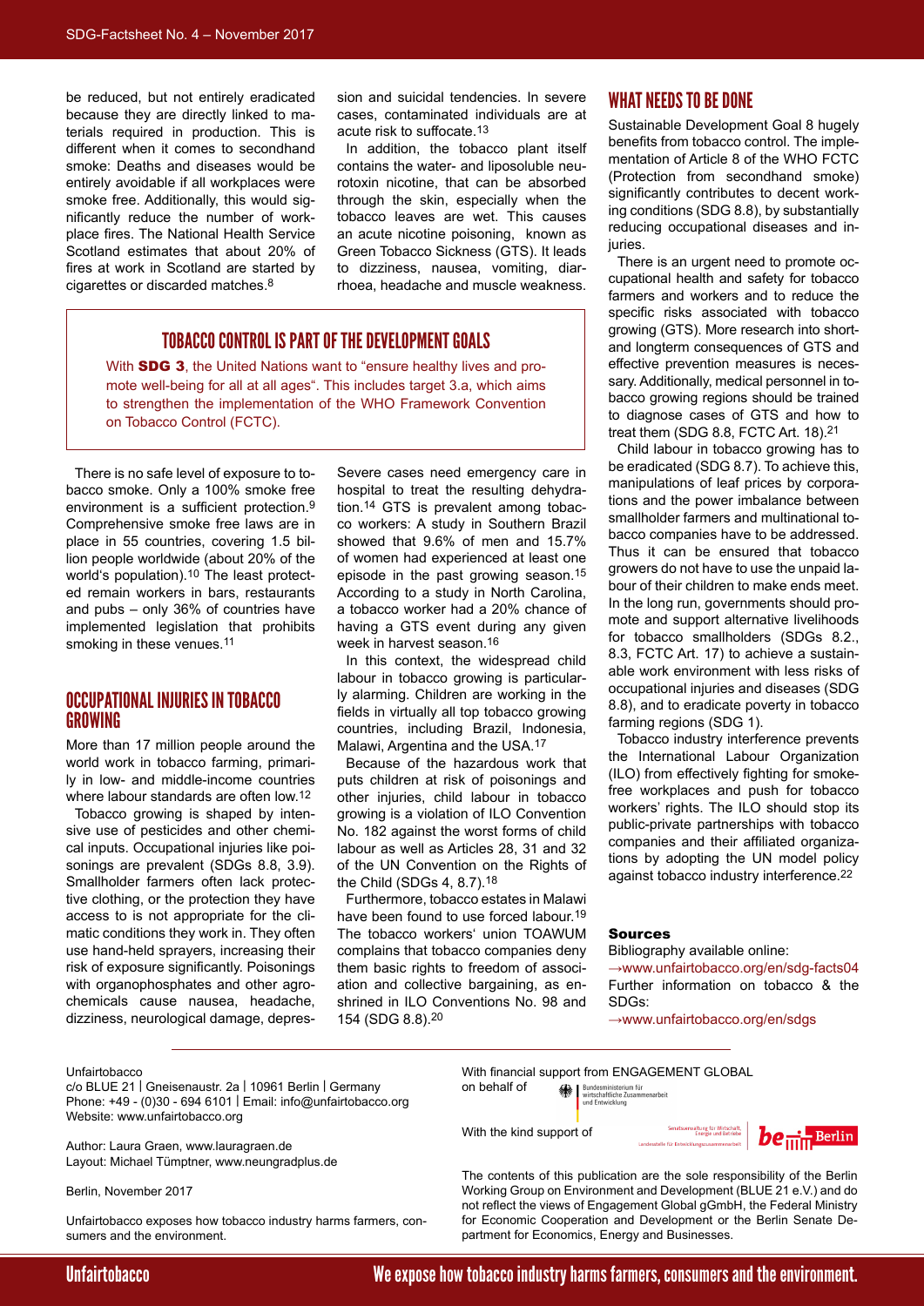be reduced, but not entirely eradicated because they are directly linked to materials required in production. This is different when it comes to secondhand smoke: Deaths and diseases would be entirely avoidable if all workplaces were smoke free. Additionally, this would significantly reduce the number of workplace fires. The National Health Service Scotland estimates that about 20% of fires at work in Scotland are started by cigarettes or discarded matches.[8]

sion and suicidal tendencies. In severe cases, contaminated individuals are at acute risk to suffocate.[13]

In addition, the tobacco plant itself contains the water- and liposoluble neurotoxin nicotine, that can be absorbed through the skin, especially when the tobacco leaves are wet. This causes an acute nicotine poisoning, known as Green Tobacco Sickness (GTS). It leads to dizziness, nausea, vomiting, diarrhoea, headache and muscle weakness.

## TOBACCO CONTROL IS PART OF THE DEVELOPMENT GOALS

With **SDG 3**, the United Nations want to "ensure healthy lives and promote well-being for all at all ages". This includes target 3.a, which aims to strengthen the implementation of the WHO Framework Convention on Tobacco Control (FCTC).

There is no safe level of exposure to tobacco smoke. Only a 100% smoke free environment is a sufficient protection.[9] Comprehensive smoke free laws are in place in 55 countries, covering 1.5 billion people worldwide (about 20% of the world's population).[10] The least protected remain workers in bars, restaurants and pubs – only 36% of countries have implemented legislation that prohibits smoking in these venues.[11]

## OCCUPATIONAL INJURIES IN TOBACCO GROWING

More than 17 million people around the world work in tobacco farming, primarily in low- and middle-income countries where labour standards are often low.[12]

Tobacco growing is shaped by intensive use of pesticides and other chemical inputs. Occupational injuries like poisonings are prevalent (SDGs 8.8, 3.9). Smallholder farmers often lack protective clothing, or the protection they have access to is not appropriate for the climatic conditions they work in. They often use hand-held sprayers, increasing their risk of exposure significantly. Poisonings with organophosphates and other agrochemicals cause nausea, headache, dizziness, neurological damage, depres-

Severe cases need emergency care in hospital to treat the resulting dehydration.[14] GTS is prevalent among tobacco workers: A study in Southern Brazil showed that 9.6% of men and 15.7% of women had experienced at least one episode in the past growing season.[15] According to a study in North Carolina, a tobacco worker had a 20% chance of having a GTS event during any given week in harvest season.[16]

In this context, the widespread child labour in tobacco growing is particularly alarming. Children are working in the fields in virtually all top tobacco growing countries, including Brazil, Indonesia, Malawi, Argentina and the USA.[17]

Because of the hazardous work that puts children at risk of poisonings and other injuries, child labour in tobacco growing is a violation of ILO Convention No. 182 against the worst forms of child labour as well as Articles 28, 31 and 32 of the UN Convention on the Rights of the Child (SDGs 4, 8.7).[18]

Furthermore, tobacco estates in Malawi have been found to use forced labour.[19] The tobacco workers' union TOAWUM complains that tobacco companies deny them basic rights to freedom of association and collective bargaining, as enshrined in ILO Conventions No. 98 and 154 (SDG 8.8).[20]

## WHAT NEEDS TO BE DONE

Sustainable Development Goal 8 hugely benefits from tobacco control. The implementation of Article 8 of the WHO FCTC (Protection from secondhand smoke) significantly contributes to decent working conditions (SDG 8.8), by substantially reducing occupational diseases and injuries.

There is an urgent need to promote occupational health and safety for tobacco farmers and workers and to reduce the specific risks associated with tobacco growing (GTS). More research into short- and longterm consequences of GTS and effective prevention measures is necessary. Additionally, medical personnel in tobacco growing regions should be trained to diagnose cases of GTS and how to treat them (SDG 8.8, FCTC Art. 18).[21]

Child labour in tobacco growing has to be eradicated (SDG 8.7). To achieve this, manipulations of leaf prices by corporations and the power imbalance between smallholder farmers and multinational tobacco companies have to be addressed. Thus it can be ensured that tobacco growers do not have to use the unpaid labour of their children to make ends meet. In the long run, governments should promote and support alternative livelihoods for tobacco smallholders (SDGs 8.2., 8.3, FCTC Art. 17) to achieve a sustainable work environment with less risks of occupational injuries and diseases (SDG 8.8), and to eradicate poverty in tobacco farming regions (SDG 1).

Tobacco industry interference prevents the International Labour Organization (ILO) from effectively fighting for smoke-free workplaces and push for tobacco workers' rights. The ILO should stop its public-private partnerships with tobacco companies and their affiliated organizations by adopting the UN model policy against tobacco industry interference.[22]

### Sources

Bibliography available online:
→www.unfairtobacco.org/en/sdg-facts04
Further information on tobacco & the SDGs:
→www.unfairtobacco.org/en/sdgs

Unfairtobacco
c/o BLUE 21 | Gneisenaustr. 2a | 10961 Berlin | Germany
Phone: +49 - (0)30 - 694 6101 | Email: info@unfairtobacco.org
Website: www.unfairtobacco.org

Author: Laura Graen, www.lauragraen.de
Layout: Michael Tümptner, www.neungradplus.de

Berlin, November 2017

Unfairtobacco exposes how tobacco industry harms farmers, consumers and the environment.

With financial support from ENGAGEMENT GLOBAL on behalf of Bundesministerium für wirtschaftliche Zusammenarbeit und Entwicklung

With the kind support of Senatsverwaltung für Wirtschaft, Energie und Betriebe – Landesstelle für Entwicklungszusammenarbeit – be Berlin

The contents of this publication are the sole responsibility of the Berlin Working Group on Environment and Development (BLUE 21 e.V.) and do not reflect the views of Engagement Global gGmbH, the Federal Ministry for Economic Cooperation and Development or the Berlin Senate Department for Economics, Energy and Businesses.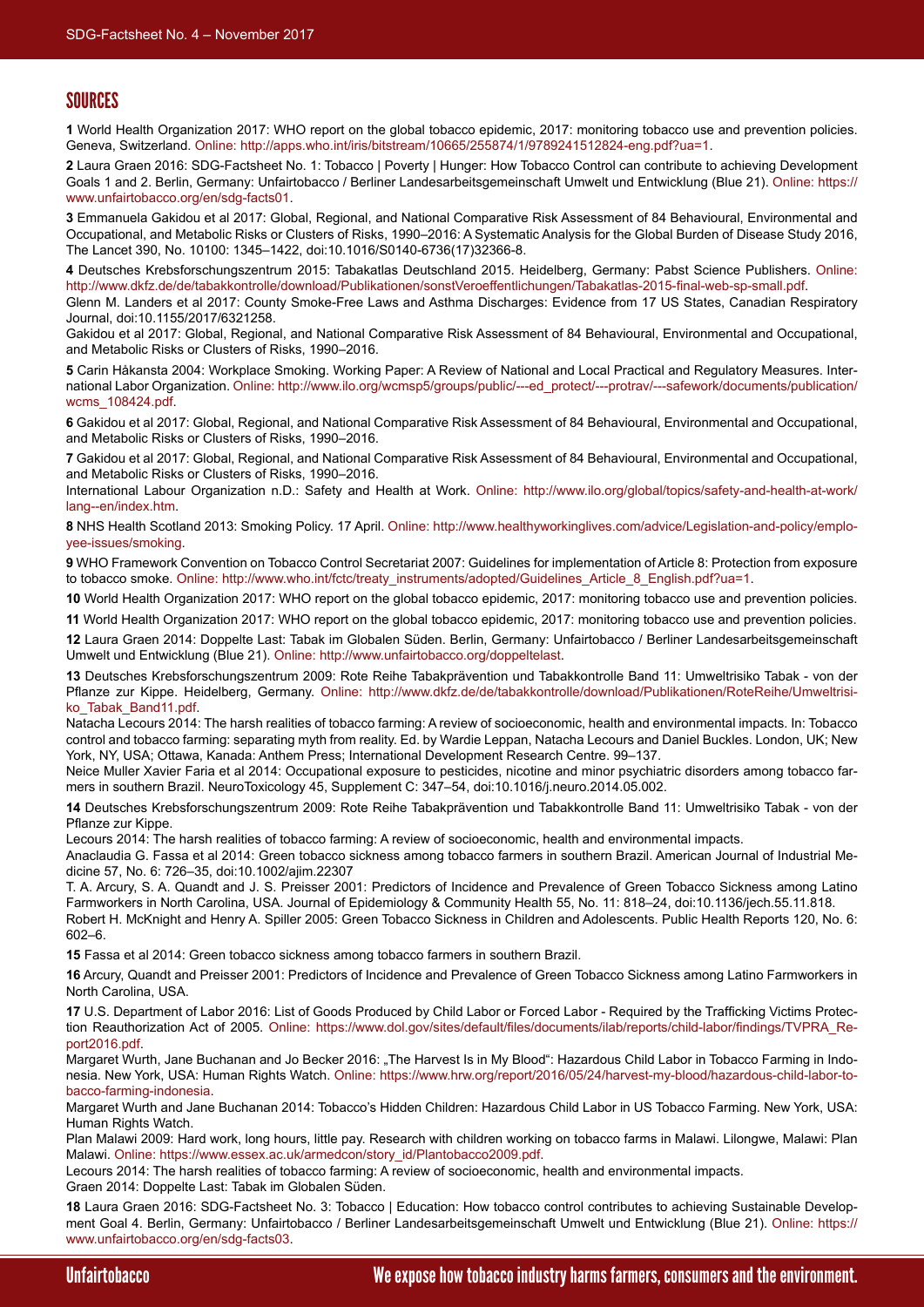## SOURCES

**1** World Health Organization 2017: WHO report on the global tobacco epidemic, 2017: monitoring tobacco use and prevention policies. Geneva, Switzerland. Online: http://apps.who.int/iris/bitstream/10665/255874/1/9789241512824-eng.pdf?ua=1.

**2** Laura Graen 2016: SDG-Factsheet No. 1: Tobacco | Poverty | Hunger: How Tobacco Control can contribute to achieving Development Goals 1 and 2. Berlin, Germany: Unfairtobacco / Berliner Landesarbeitsgemeinschaft Umwelt und Entwicklung (Blue 21). Online: https://www.unfairtobacco.org/en/sdg-facts01.

**3** Emmanuela Gakidou et al 2017: Global, Regional, and National Comparative Risk Assessment of 84 Behavioural, Environmental and Occupational, and Metabolic Risks or Clusters of Risks, 1990–2016: A Systematic Analysis for the Global Burden of Disease Study 2016, The Lancet 390, No. 10100: 1345–1422, doi:10.1016/S0140-6736(17)32366-8.

**4** Deutsches Krebsforschungszentrum 2015: Tabakatlas Deutschland 2015. Heidelberg, Germany: Pabst Science Publishers. Online: http://www.dkfz.de/de/tabakkontrolle/download/Publikationen/sonstVeroeffentlichungen/Tabakatlas-2015-final-web-sp-small.pdf.
Glenn M. Landers et al 2017: County Smoke-Free Laws and Asthma Discharges: Evidence from 17 US States, Canadian Respiratory Journal, doi:10.1155/2017/6321258.
Gakidou et al 2017: Global, Regional, and National Comparative Risk Assessment of 84 Behavioural, Environmental and Occupational, and Metabolic Risks or Clusters of Risks, 1990–2016.

**5** Carin Håkansta 2004: Workplace Smoking. Working Paper: A Review of National and Local Practical and Regulatory Measures. International Labor Organization. Online: http://www.ilo.org/wcmsp5/groups/public/---ed_protect/---protrav/---safework/documents/publication/wcms_108424.pdf.

**6** Gakidou et al 2017: Global, Regional, and National Comparative Risk Assessment of 84 Behavioural, Environmental and Occupational, and Metabolic Risks or Clusters of Risks, 1990–2016.

**7** Gakidou et al 2017: Global, Regional, and National Comparative Risk Assessment of 84 Behavioural, Environmental and Occupational, and Metabolic Risks or Clusters of Risks, 1990–2016.
International Labour Organization n.D.: Safety and Health at Work. Online: http://www.ilo.org/global/topics/safety-and-health-at-work/lang--en/index.htm.

**8** NHS Health Scotland 2013: Smoking Policy. 17 April. Online: http://www.healthyworkinglives.com/advice/Legislation-and-policy/employee-issues/smoking.

**9** WHO Framework Convention on Tobacco Control Secretariat 2007: Guidelines for implementation of Article 8: Protection from exposure to tobacco smoke. Online: http://www.who.int/fctc/treaty_instruments/adopted/Guidelines_Article_8_English.pdf?ua=1.

**10** World Health Organization 2017: WHO report on the global tobacco epidemic, 2017: monitoring tobacco use and prevention policies.

**11** World Health Organization 2017: WHO report on the global tobacco epidemic, 2017: monitoring tobacco use and prevention policies.

**12** Laura Graen 2014: Doppelte Last: Tabak im Globalen Süden. Berlin, Germany: Unfairtobacco / Berliner Landesarbeitsgemeinschaft Umwelt und Entwicklung (Blue 21). Online: http://www.unfairtobacco.org/doppeltelast.

**13** Deutsches Krebsforschungszentrum 2009: Rote Reihe Tabakprävention und Tabakkontrolle Band 11: Umweltrisiko Tabak - von der Pflanze zur Kippe. Heidelberg, Germany. Online: http://www.dkfz.de/de/tabakkontrolle/download/Publikationen/RoteReihe/Umweltrisiko_Tabak_Band11.pdf.
Natacha Lecours 2014: The harsh realities of tobacco farming: A review of socioeconomic, health and environmental impacts. In: Tobacco control and tobacco farming: separating myth from reality. Ed. by Wardie Leppan, Natacha Lecours and Daniel Buckles. London, UK; New York, NY, USA; Ottawa, Kanada: Anthem Press; International Development Research Centre. 99–137.
Neice Muller Xavier Faria et al 2014: Occupational exposure to pesticides, nicotine and minor psychiatric disorders among tobacco farmers in southern Brazil. NeuroToxicology 45, Supplement C: 347–54, doi:10.1016/j.neuro.2014.05.002.

**14** Deutsches Krebsforschungszentrum 2009: Rote Reihe Tabakprävention und Tabakkontrolle Band 11: Umweltrisiko Tabak - von der Pflanze zur Kippe.
Lecours 2014: The harsh realities of tobacco farming: A review of socioeconomic, health and environmental impacts.
Anaclaudia G. Fassa et al 2014: Green tobacco sickness among tobacco farmers in southern Brazil. American Journal of Industrial Medicine 57, No. 6: 726–35, doi:10.1002/ajim.22307
T. A. Arcury, S. A. Quandt and J. S. Preisser 2001: Predictors of Incidence and Prevalence of Green Tobacco Sickness among Latino Farmworkers in North Carolina, USA. Journal of Epidemiology & Community Health 55, No. 11: 818–24, doi:10.1136/jech.55.11.818.
Robert H. McKnight and Henry A. Spiller 2005: Green Tobacco Sickness in Children and Adolescents. Public Health Reports 120, No. 6: 602–6.

**15** Fassa et al 2014: Green tobacco sickness among tobacco farmers in southern Brazil.

**16** Arcury, Quandt and Preisser 2001: Predictors of Incidence and Prevalence of Green Tobacco Sickness among Latino Farmworkers in North Carolina, USA.

**17** U.S. Department of Labor 2016: List of Goods Produced by Child Labor or Forced Labor - Required by the Trafficking Victims Protection Reauthorization Act of 2005. Online: https://www.dol.gov/sites/default/files/documents/ilab/reports/child-labor/findings/TVPRA_Report2016.pdf.
Margaret Wurth, Jane Buchanan and Jo Becker 2016: „The Harvest Is in My Blood“: Hazardous Child Labor in Tobacco Farming in Indonesia. New York, USA: Human Rights Watch. Online: https://www.hrw.org/report/2016/05/24/harvest-my-blood/hazardous-child-labor-tobacco-farming-indonesia.
Margaret Wurth and Jane Buchanan 2014: Tobacco's Hidden Children: Hazardous Child Labor in US Tobacco Farming. New York, USA: Human Rights Watch.
Plan Malawi 2009: Hard work, long hours, little pay. Research with children working on tobacco farms in Malawi. Lilongwe, Malawi: Plan Malawi. Online: https://www.essex.ac.uk/armedcon/story_id/Plantobacco2009.pdf.
Lecours 2014: The harsh realities of tobacco farming: A review of socioeconomic, health and environmental impacts.
Graen 2014: Doppelte Last: Tabak im Globalen Süden.

**18** Laura Graen 2016: SDG-Factsheet No. 3: Tobacco | Education: How tobacco control contributes to achieving Sustainable Development Goal 4. Berlin, Germany: Unfairtobacco / Berliner Landesarbeitsgemeinschaft Umwelt und Entwicklung (Blue 21). Online: https://www.unfairtobacco.org/en/sdg-facts03.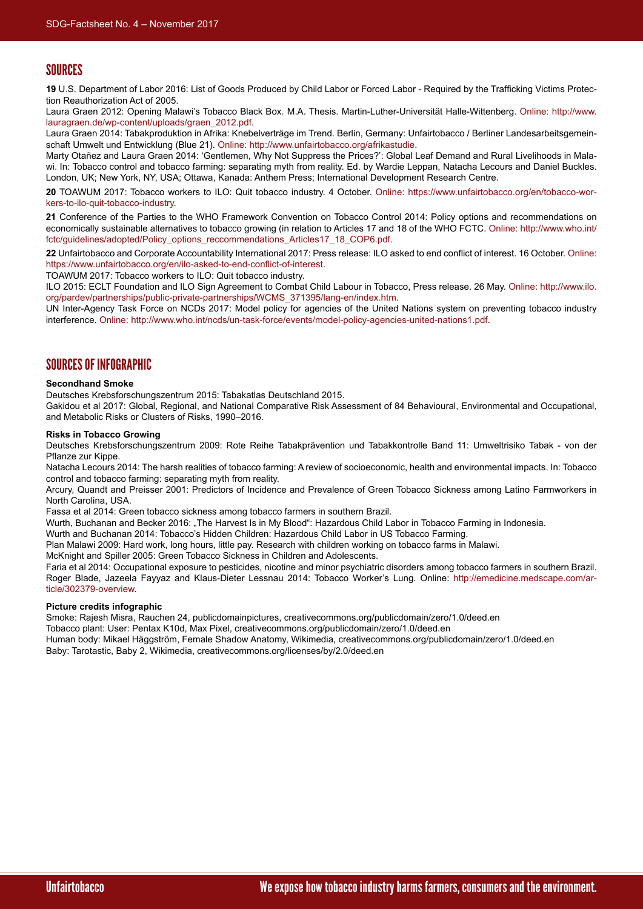## SOURCES

**19** U.S. Department of Labor 2016: List of Goods Produced by Child Labor or Forced Labor - Required by the Trafficking Victims Protection Reauthorization Act of 2005.

Laura Graen 2012: Opening Malawi's Tobacco Black Box. M.A. Thesis. Martin-Luther-Universität Halle-Wittenberg. Online: http://www.lauragraen.de/wp-content/uploads/graen_2012.pdf.

Laura Graen 2014: Tabakproduktion in Afrika: Knebelverträge im Trend. Berlin, Germany: Unfairtobacco / Berliner Landesarbeitsgemeinschaft Umwelt und Entwicklung (Blue 21). Online: http://www.unfairtobacco.org/afrikastudie.

Marty Otañez and Laura Graen 2014: 'Gentlemen, Why Not Suppress the Prices?': Global Leaf Demand and Rural Livelihoods in Malawi. In: Tobacco control and tobacco farming: separating myth from reality. Ed. by Wardie Leppan, Natacha Lecours and Daniel Buckles. London, UK; New York, NY, USA; Ottawa, Kanada: Anthem Press; International Development Research Centre.

**20** TOAWUM 2017: Tobacco workers to ILO: Quit tobacco industry. 4 October. Online: https://www.unfairtobacco.org/en/tobacco-workers-to-ilo-quit-tobacco-industry.

**21** Conference of the Parties to the WHO Framework Convention on Tobacco Control 2014: Policy options and recommendations on economically sustainable alternatives to tobacco growing (in relation to Articles 17 and 18 of the WHO FCTC. Online: http://www.who.int/fctc/guidelines/adopted/Policy_options_reccommendations_Articles17_18_COP6.pdf.

**22** Unfairtobacco and Corporate Accountability International 2017: Press release: ILO asked to end conflict of interest. 16 October. Online: https://www.unfairtobacco.org/en/ilo-asked-to-end-conflict-of-interest.

TOAWUM 2017: Tobacco workers to ILO: Quit tobacco industry.

ILO 2015: ECLT Foundation and ILO Sign Agreement to Combat Child Labour in Tobacco, Press release. 26 May. Online: http://www.ilo.org/pardev/partnerships/public-private-partnerships/WCMS_371395/lang-en/index.htm.

UN Inter-Agency Task Force on NCDs 2017: Model policy for agencies of the United Nations system on preventing tobacco industry interference. Online: http://www.who.int/ncds/un-task-force/events/model-policy-agencies-united-nations1.pdf.

## SOURCES OF INFOGRAPHIC

**Secondhand Smoke**

Deutsches Krebsforschungszentrum 2015: Tabakatlas Deutschland 2015.

Gakidou et al 2017: Global, Regional, and National Comparative Risk Assessment of 84 Behavioural, Environmental and Occupational, and Metabolic Risks or Clusters of Risks, 1990–2016.

**Risks in Tobacco Growing**

Deutsches Krebsforschungszentrum 2009: Rote Reihe Tabakprävention und Tabakkontrolle Band 11: Umweltrisiko Tabak - von der Pflanze zur Kippe.

Natacha Lecours 2014: The harsh realities of tobacco farming: A review of socioeconomic, health and environmental impacts. In: Tobacco control and tobacco farming: separating myth from reality.

Arcury, Quandt and Preisser 2001: Predictors of Incidence and Prevalence of Green Tobacco Sickness among Latino Farmworkers in North Carolina, USA.

Fassa et al 2014: Green tobacco sickness among tobacco farmers in southern Brazil.

Wurth, Buchanan and Becker 2016: „The Harvest Is in My Blood": Hazardous Child Labor in Tobacco Farming in Indonesia.

Wurth and Buchanan 2014: Tobacco's Hidden Children: Hazardous Child Labor in US Tobacco Farming.

Plan Malawi 2009: Hard work, long hours, little pay. Research with children working on tobacco farms in Malawi.

McKnight and Spiller 2005: Green Tobacco Sickness in Children and Adolescents.

Faria et al 2014: Occupational exposure to pesticides, nicotine and minor psychiatric disorders among tobacco farmers in southern Brazil.

Roger Blade, Jazeela Fayyaz and Klaus-Dieter Lessnau 2014: Tobacco Worker's Lung. Online: http://emedicine.medscape.com/article/302379-overview.

**Picture credits infographic**

Smoke: Rajesh Misra, Rauchen 24, publicdomainpictures, creativecommons.org/publicdomain/zero/1.0/deed.en

Tobacco plant: User: Pentax K10d, Max Pixel, creativecommons.org/publicdomain/zero/1.0/deed.en

Human body: Mikael Häggström, Female Shadow Anatomy, Wikimedia, creativecommons.org/publicdomain/zero/1.0/deed.en

Baby: Tarotastic, Baby 2, Wikimedia, creativecommons.org/licenses/by/2.0/deed.en